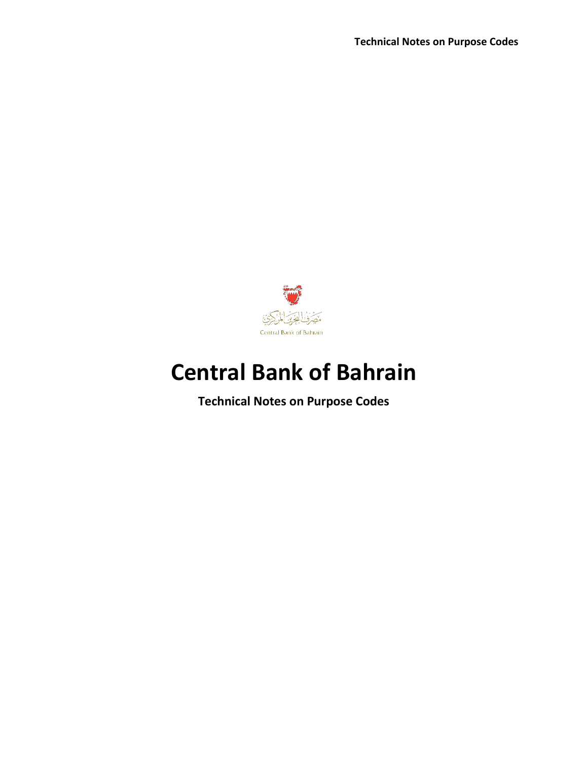مصرف البحرين المركزي

Central Bank of Bahrain

# Central Bank of Bahrain

**Technical Notes on Purpose Codes**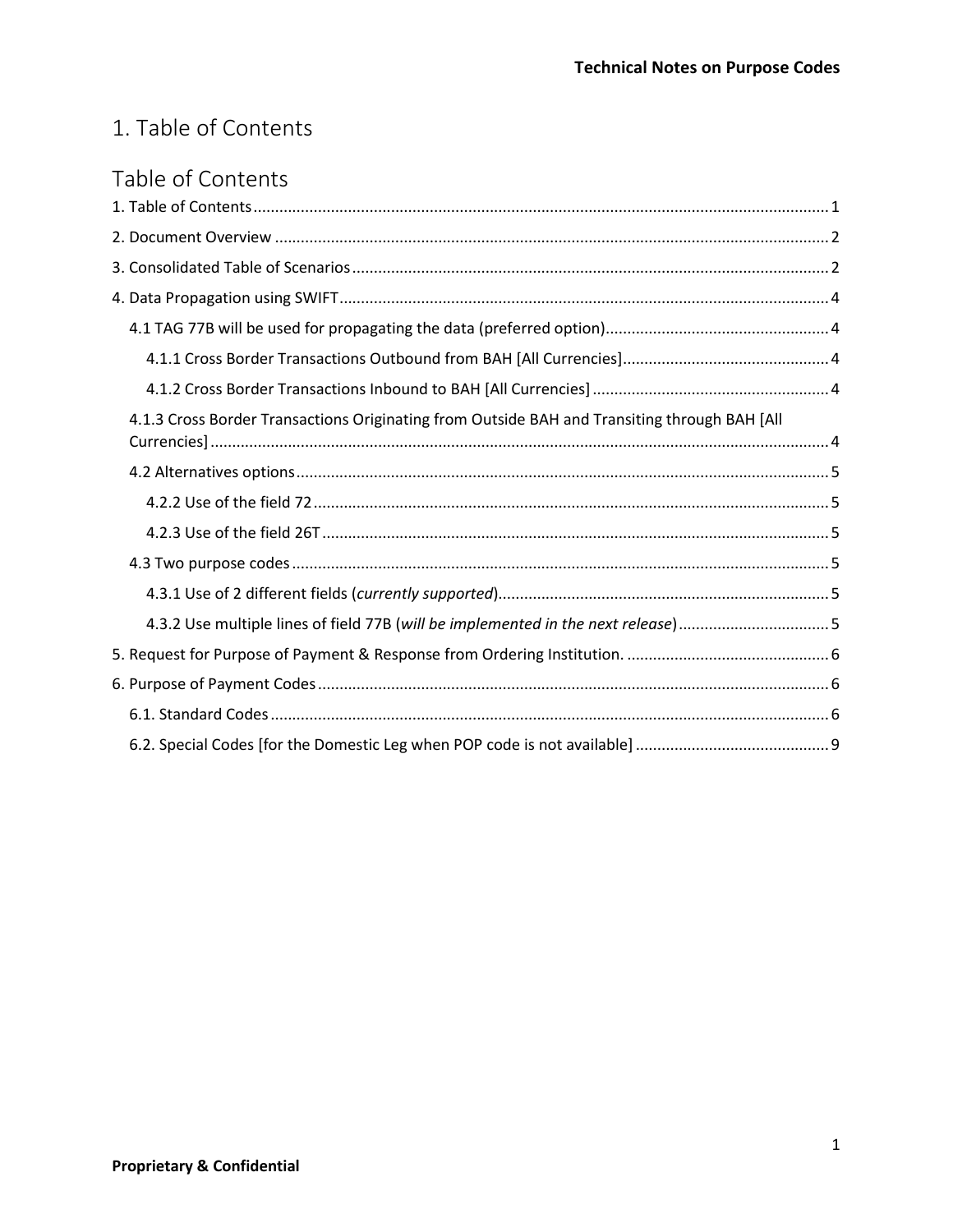# 1. Table of Contents

## Table of Contents

1. Table of Contents ..... 1

2. Document Overview ..... 2

3. Consolidated Table of Scenarios ..... 2

4. Data Propagation using SWIFT ..... 4

- 4.1 TAG 77B will be used for propagating the data (preferred option) ..... 4
  - 4.1.1 Cross Border Transactions Outbound from BAH [All Currencies] ..... 4
  - 4.1.2 Cross Border Transactions Inbound to BAH [All Currencies] ..... 4
- 4.1.3 Cross Border Transactions Originating from Outside BAH and Transiting through BAH [All Currencies] ..... 4
- 4.2 Alternatives options ..... 5
  - 4.2.2 Use of the field 72 ..... 5
  - 4.2.3 Use of the field 26T ..... 5
- 4.3 Two purpose codes ..... 5
  - 4.3.1 Use of 2 different fields (*currently supported*) ..... 5
  - 4.3.2 Use multiple lines of field 77B (*will be implemented in the next release*) ..... 5

5. Request for Purpose of Payment & Response from Ordering Institution. ..... 6

6. Purpose of Payment Codes ..... 6

- 6.1. Standard Codes ..... 6
- 6.2. Special Codes [for the Domestic Leg when POP code is not available] ..... 9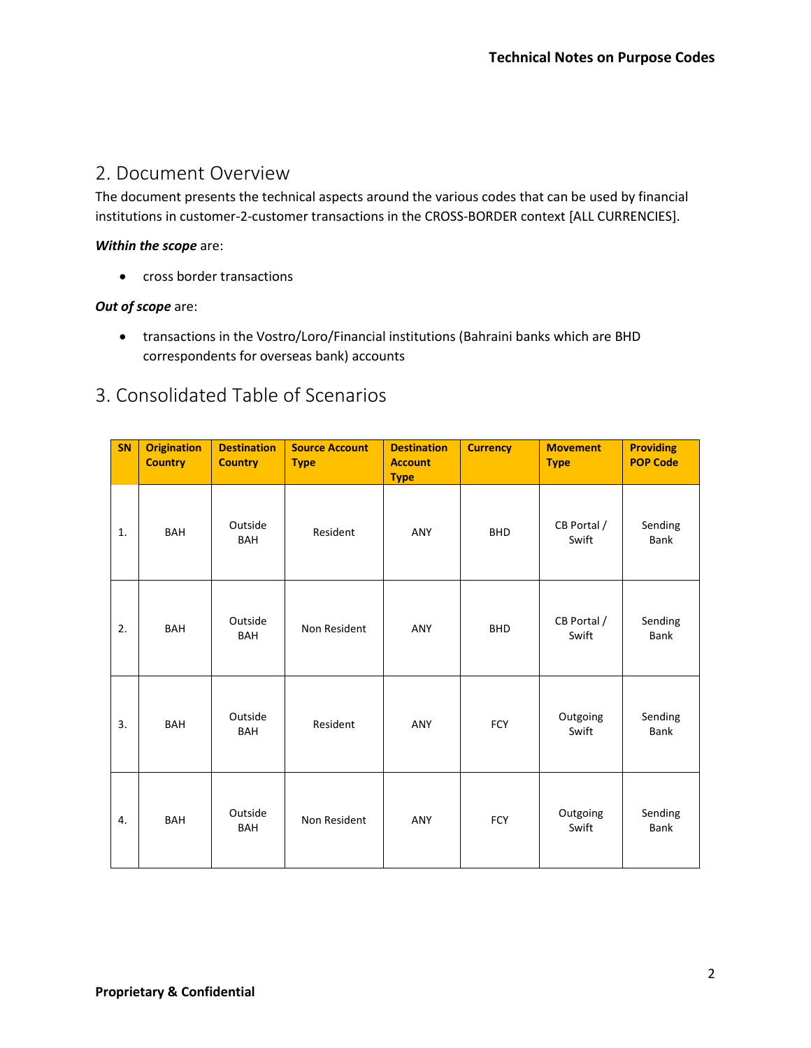## 2. Document Overview

The document presents the technical aspects around the various codes that can be used by financial institutions in customer-2-customer transactions in the CROSS-BORDER context [ALL CURRENCIES].

***Within the scope*** are:

- cross border transactions

***Out of scope*** are:

- transactions in the Vostro/Loro/Financial institutions (Bahraini banks which are BHD correspondents for overseas bank) accounts

## 3. Consolidated Table of Scenarios

| SN | Origination Country | Destination Country | Source Account Type | Destination Account Type | Currency | Movement Type | Providing POP Code |
|---|---|---|---|---|---|---|---|
| 1. | BAH | Outside BAH | Resident | ANY | BHD | CB Portal / Swift | Sending Bank |
| 2. | BAH | Outside BAH | Non Resident | ANY | BHD | CB Portal / Swift | Sending Bank |
| 3. | BAH | Outside BAH | Resident | ANY | FCY | Outgoing Swift | Sending Bank |
| 4. | BAH | Outside BAH | Non Resident | ANY | FCY | Outgoing Swift | Sending Bank |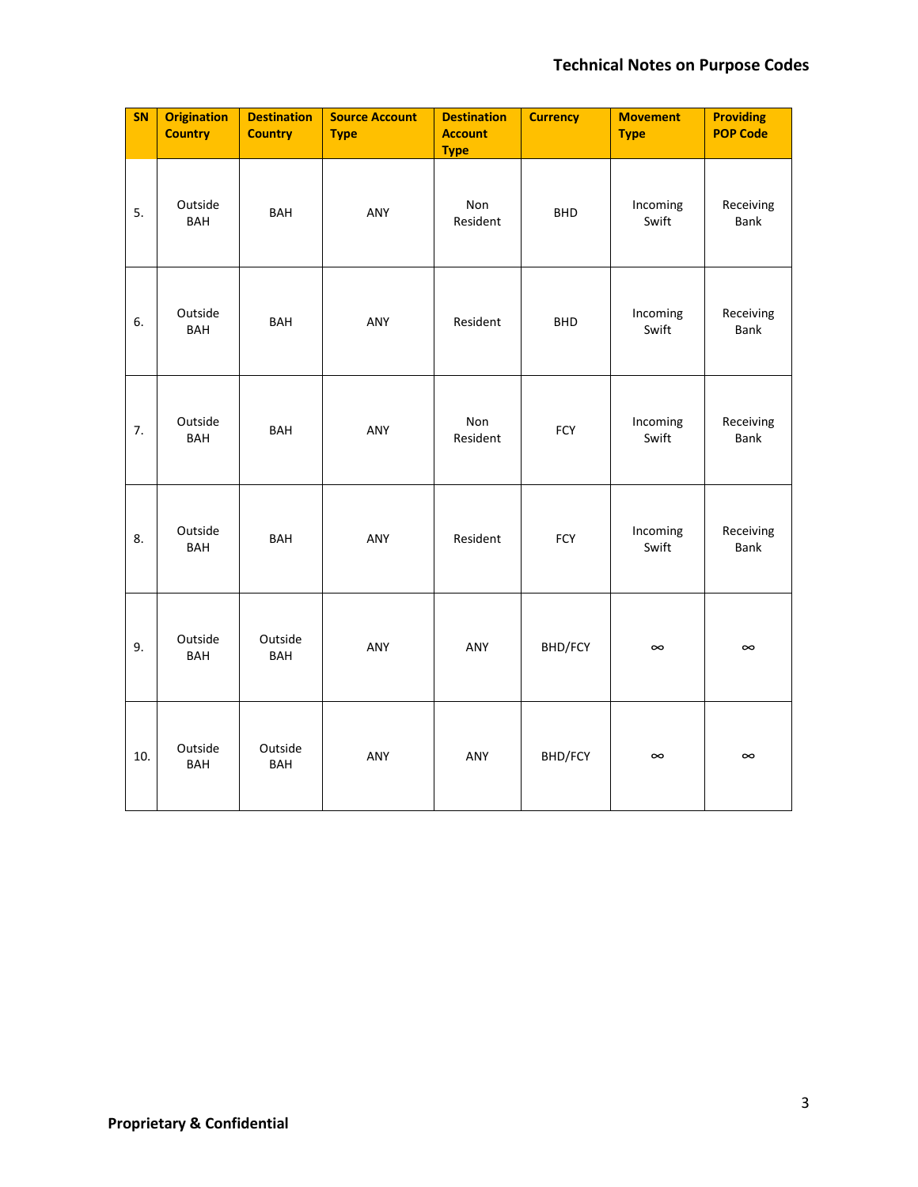| SN | Origination Country | Destination Country | Source Account Type | Destination Account Type | Currency | Movement Type | Providing POP Code |
|---|---|---|---|---|---|---|---|
| 5. | Outside BAH | BAH | ANY | Non Resident | BHD | Incoming Swift | Receiving Bank |
| 6. | Outside BAH | BAH | ANY | Resident | BHD | Incoming Swift | Receiving Bank |
| 7. | Outside BAH | BAH | ANY | Non Resident | FCY | Incoming Swift | Receiving Bank |
| 8. | Outside BAH | BAH | ANY | Resident | FCY | Incoming Swift | Receiving Bank |
| 9. | Outside BAH | Outside BAH | ANY | ANY | BHD/FCY | ∞ | ∞ |
| 10. | Outside BAH | Outside BAH | ANY | ANY | BHD/FCY | ∞ | ∞ |

**Proprietary & Confidential**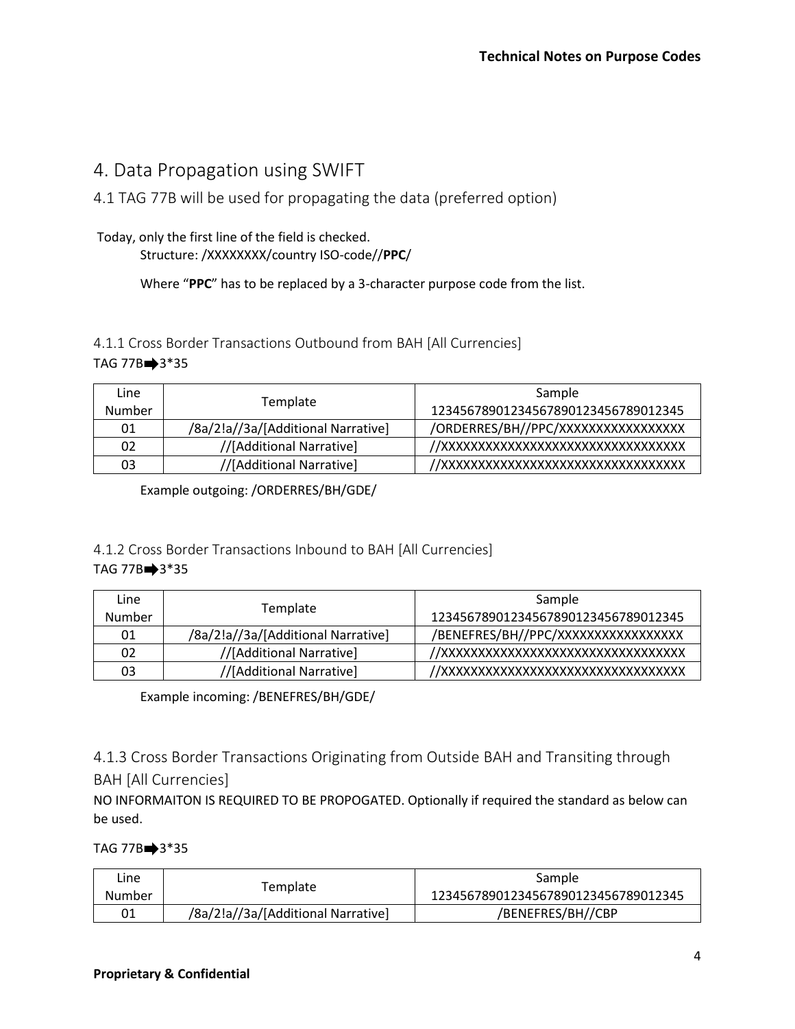# 4. Data Propagation using SWIFT

## 4.1 TAG 77B will be used for propagating the data (preferred option)

Today, only the first line of the field is checked.

Structure: /XXXXXXXX/country ISO-code//**PPC**/

Where "**PPC**" has to be replaced by a 3-character purpose code from the list.

### 4.1.1 Cross Border Transactions Outbound from BAH [All Currencies]

TAG 77B➡3*35

| Line Number | Template | Sample 12345678901234567890123456789012345 |
|---|---|---|
| 01 | /8a/2!a//3a/[Additional Narrative] | /ORDERRES/BH//PPC/XXXXXXXXXXXXXXXX |
| 02 | //[Additional Narrative] | //XXXXXXXXXXXXXXXXXXXXXXXXXXXXXXXXX |
| 03 | //[Additional Narrative] | //XXXXXXXXXXXXXXXXXXXXXXXXXXXXXXXXX |

Example outgoing: /ORDERRES/BH/GDE/

### 4.1.2 Cross Border Transactions Inbound to BAH [All Currencies]

TAG 77B➡3*35

| Line Number | Template | Sample 12345678901234567890123456789012345 |
|---|---|---|
| 01 | /8a/2!a//3a/[Additional Narrative] | /BENEFRES/BH//PPC/XXXXXXXXXXXXXXXX |
| 02 | //[Additional Narrative] | //XXXXXXXXXXXXXXXXXXXXXXXXXXXXXXXXX |
| 03 | //[Additional Narrative] | //XXXXXXXXXXXXXXXXXXXXXXXXXXXXXXXXX |

Example incoming: /BENEFRES/BH/GDE/

### 4.1.3 Cross Border Transactions Originating from Outside BAH and Transiting through BAH [All Currencies]

NO INFORMAITON IS REQUIRED TO BE PROPOGATED. Optionally if required the standard as below can be used.

TAG 77B➡3*35

| Line Number | Template | Sample 12345678901234567890123456789012345 |
|---|---|---|
| 01 | /8a/2!a//3a/[Additional Narrative] | /BENEFRES/BH//CBP |

**Proprietary & Confidential**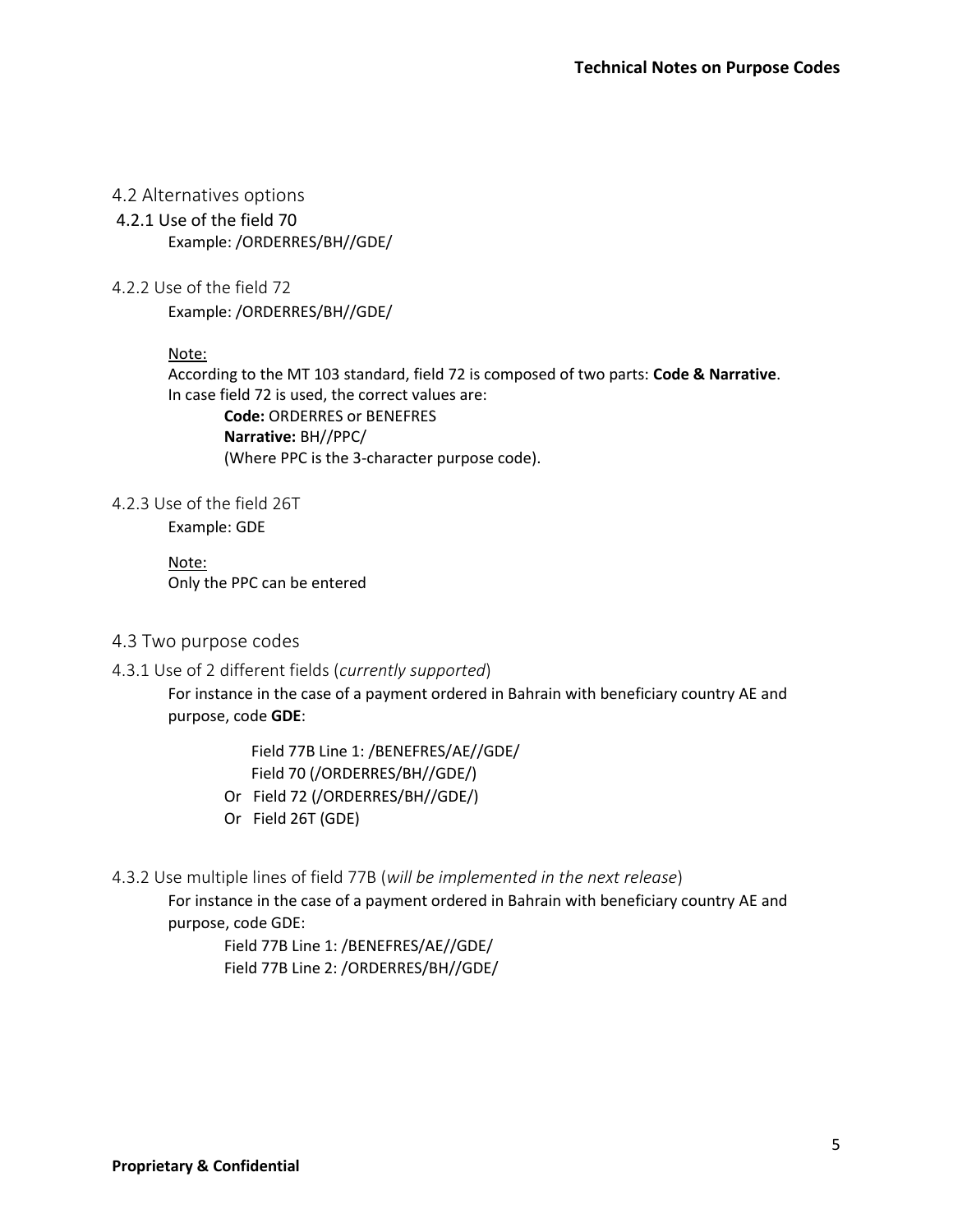## 4.2 Alternatives options

### 4.2.1 Use of the field 70

Example: /ORDERRES/BH//GDE/

### 4.2.2 Use of the field 72

Example: /ORDERRES/BH//GDE/

Note:

According to the MT 103 standard, field 72 is composed of two parts: **Code & Narrative**. In case field 72 is used, the correct values are:

**Code:** ORDERRES or BENEFRES
**Narrative:** BH//PPC/
(Where PPC is the 3-character purpose code).

### 4.2.3 Use of the field 26T

Example: GDE

Note:

Only the PPC can be entered

## 4.3 Two purpose codes

### 4.3.1 Use of 2 different fields (*currently supported*)

For instance in the case of a payment ordered in Bahrain with beneficiary country AE and purpose, code **GDE**:

Field 77B Line 1: /BENEFRES/AE//GDE/
Field 70 (/ORDERRES/BH//GDE/)
Or Field 72 (/ORDERRES/BH//GDE/)
Or Field 26T (GDE)

### 4.3.2 Use multiple lines of field 77B (*will be implemented in the next release*)

For instance in the case of a payment ordered in Bahrain with beneficiary country AE and purpose, code GDE:

Field 77B Line 1: /BENEFRES/AE//GDE/
Field 77B Line 2: /ORDERRES/BH//GDE/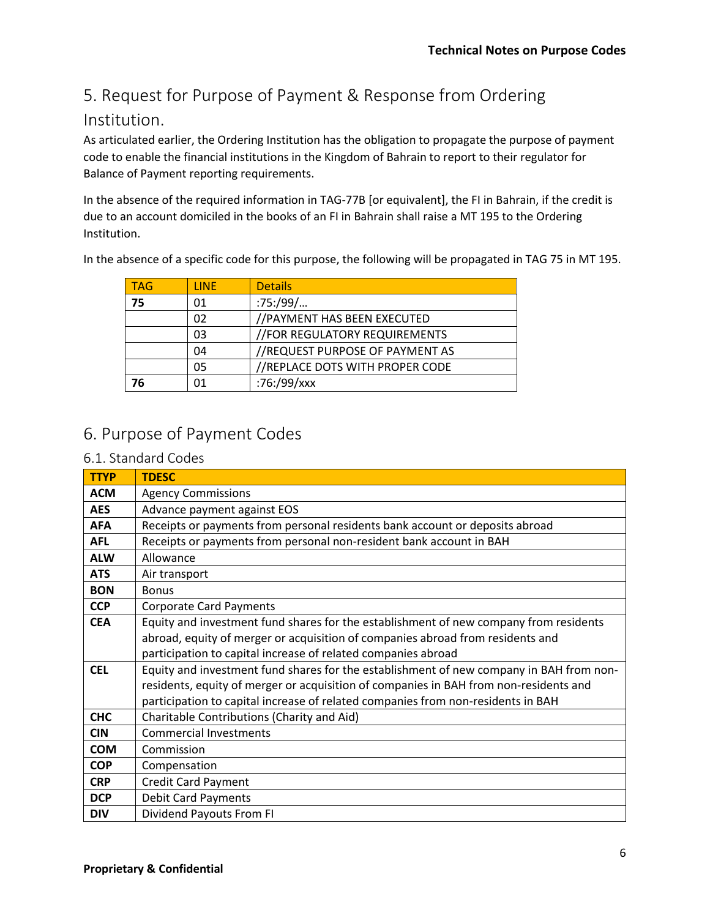## 5. Request for Purpose of Payment & Response from Ordering Institution.

As articulated earlier, the Ordering Institution has the obligation to propagate the purpose of payment code to enable the financial institutions in the Kingdom of Bahrain to report to their regulator for Balance of Payment reporting requirements.

In the absence of the required information in TAG-77B [or equivalent], the FI in Bahrain, if the credit is due to an account domiciled in the books of an FI in Bahrain shall raise a MT 195 to the Ordering Institution.

In the absence of a specific code for this purpose, the following will be propagated in TAG 75 in MT 195.

| TAG | LINE | Details |
|---|---|---|
| **75** | 01 | :75:/99/… |
| | 02 | //PAYMENT HAS BEEN EXECUTED |
| | 03 | //FOR REGULATORY REQUIREMENTS |
| | 04 | //REQUEST PURPOSE OF PAYMENT AS |
| | 05 | //REPLACE DOTS WITH PROPER CODE |
| **76** | 01 | :76:/99/xxx |

## 6. Purpose of Payment Codes

### 6.1. Standard Codes

| TTYP | TDESC |
|---|---|
| **ACM** | Agency Commissions |
| **AES** | Advance payment against EOS |
| **AFA** | Receipts or payments from personal residents bank account or deposits abroad |
| **AFL** | Receipts or payments from personal non-resident bank account in BAH |
| **ALW** | Allowance |
| **ATS** | Air transport |
| **BON** | Bonus |
| **CCP** | Corporate Card Payments |
| **CEA** | Equity and investment fund shares for the establishment of new company from residents abroad, equity of merger or acquisition of companies abroad from residents and participation to capital increase of related companies abroad |
| **CEL** | Equity and investment fund shares for the establishment of new company in BAH from non-residents, equity of merger or acquisition of companies in BAH from non-residents and participation to capital increase of related companies from non-residents in BAH |
| **CHC** | Charitable Contributions (Charity and Aid) |
| **CIN** | Commercial Investments |
| **COM** | Commission |
| **COP** | Compensation |
| **CRP** | Credit Card Payment |
| **DCP** | Debit Card Payments |
| **DIV** | Dividend Payouts From FI |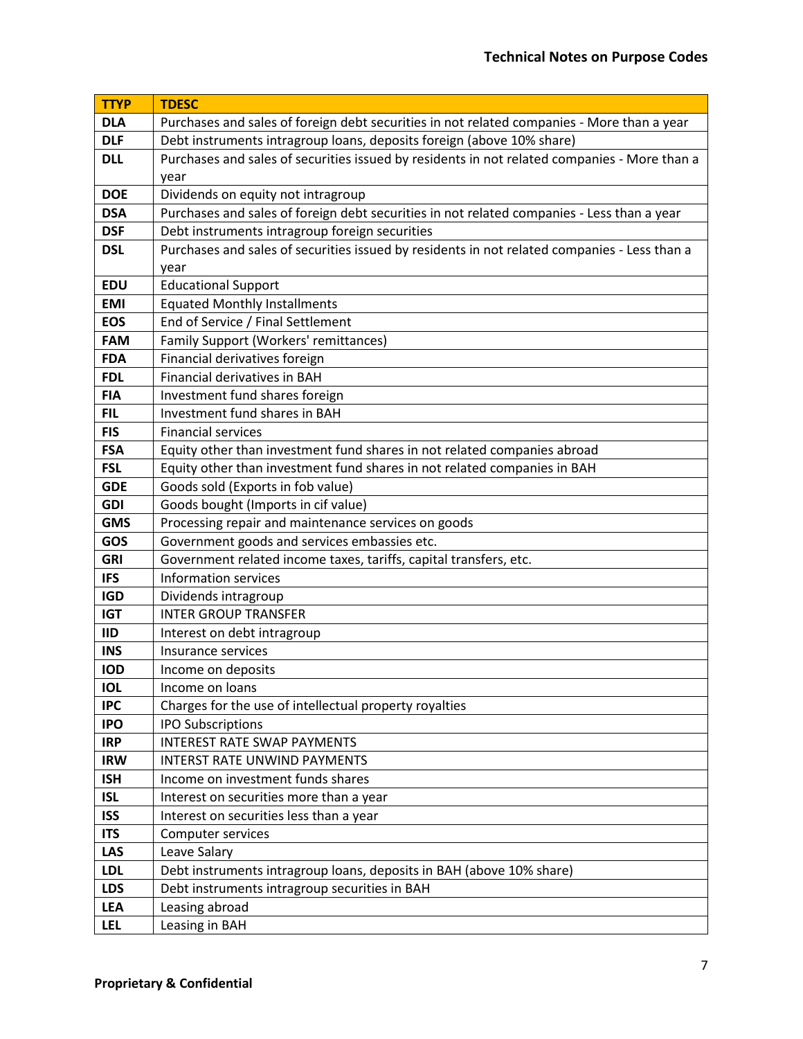| TTYP | TDESC |
|---|---|
| DLA | Purchases and sales of foreign debt securities in not related companies - More than a year |
| DLF | Debt instruments intragroup loans, deposits foreign (above 10% share) |
| DLL | Purchases and sales of securities issued by residents in not related companies - More than a year |
| DOE | Dividends on equity not intragroup |
| DSA | Purchases and sales of foreign debt securities in not related companies - Less than a year |
| DSF | Debt instruments intragroup foreign securities |
| DSL | Purchases and sales of securities issued by residents in not related companies - Less than a year |
| EDU | Educational Support |
| EMI | Equated Monthly Installments |
| EOS | End of Service / Final Settlement |
| FAM | Family Support (Workers' remittances) |
| FDA | Financial derivatives foreign |
| FDL | Financial derivatives in BAH |
| FIA | Investment fund shares foreign |
| FIL | Investment fund shares in BAH |
| FIS | Financial services |
| FSA | Equity other than investment fund shares in not related companies abroad |
| FSL | Equity other than investment fund shares in not related companies in BAH |
| GDE | Goods sold (Exports in fob value) |
| GDI | Goods bought (Imports in cif value) |
| GMS | Processing repair and maintenance services on goods |
| GOS | Government goods and services embassies etc. |
| GRI | Government related income taxes, tariffs, capital transfers, etc. |
| IFS | Information services |
| IGD | Dividends intragroup |
| IGT | INTER GROUP TRANSFER |
| IID | Interest on debt intragroup |
| INS | Insurance services |
| IOD | Income on deposits |
| IOL | Income on loans |
| IPC | Charges for the use of intellectual property royalties |
| IPO | IPO Subscriptions |
| IRP | INTEREST RATE SWAP PAYMENTS |
| IRW | INTERST RATE UNWIND PAYMENTS |
| ISH | Income on investment funds shares |
| ISL | Interest on securities more than a year |
| ISS | Interest on securities less than a year |
| ITS | Computer services |
| LAS | Leave Salary |
| LDL | Debt instruments intragroup loans, deposits in BAH (above 10% share) |
| LDS | Debt instruments intragroup securities in BAH |
| LEA | Leasing abroad |
| LEL | Leasing in BAH |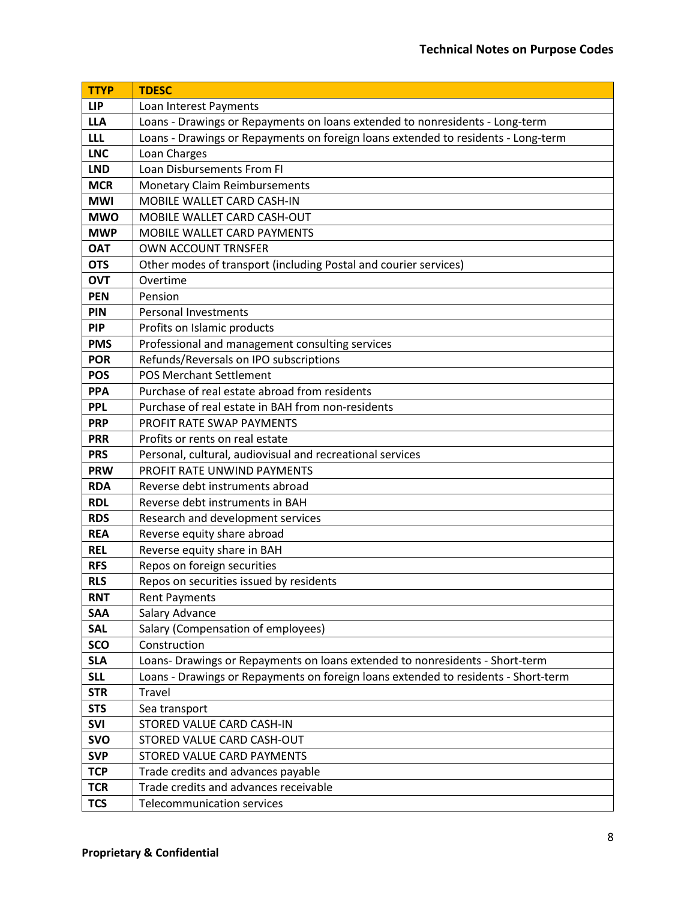| TTYP | TDESC |
| --- | --- |
| LIP | Loan Interest Payments |
| LLA | Loans - Drawings or Repayments on loans extended to nonresidents - Long-term |
| LLL | Loans - Drawings or Repayments on foreign loans extended to residents - Long-term |
| LNC | Loan Charges |
| LND | Loan Disbursements From FI |
| MCR | Monetary Claim Reimbursements |
| MWI | MOBILE WALLET CARD CASH-IN |
| MWO | MOBILE WALLET CARD CASH-OUT |
| MWP | MOBILE WALLET CARD PAYMENTS |
| OAT | OWN ACCOUNT TRNSFER |
| OTS | Other modes of transport (including Postal and courier services) |
| OVT | Overtime |
| PEN | Pension |
| PIN | Personal Investments |
| PIP | Profits on Islamic products |
| PMS | Professional and management consulting services |
| POR | Refunds/Reversals on IPO subscriptions |
| POS | POS Merchant Settlement |
| PPA | Purchase of real estate abroad from residents |
| PPL | Purchase of real estate in BAH from non-residents |
| PRP | PROFIT RATE SWAP PAYMENTS |
| PRR | Profits or rents on real estate |
| PRS | Personal, cultural, audiovisual and recreational services |
| PRW | PROFIT RATE UNWIND PAYMENTS |
| RDA | Reverse debt instruments abroad |
| RDL | Reverse debt instruments in BAH |
| RDS | Research and development services |
| REA | Reverse equity share abroad |
| REL | Reverse equity share in BAH |
| RFS | Repos on foreign securities |
| RLS | Repos on securities issued by residents |
| RNT | Rent Payments |
| SAA | Salary Advance |
| SAL | Salary (Compensation of employees) |
| SCO | Construction |
| SLA | Loans- Drawings or Repayments on loans extended to nonresidents - Short-term |
| SLL | Loans - Drawings or Repayments on foreign loans extended to residents - Short-term |
| STR | Travel |
| STS | Sea transport |
| SVI | STORED VALUE CARD CASH-IN |
| SVO | STORED VALUE CARD CASH-OUT |
| SVP | STORED VALUE CARD PAYMENTS |
| TCP | Trade credits and advances payable |
| TCR | Trade credits and advances receivable |
| TCS | Telecommunication services |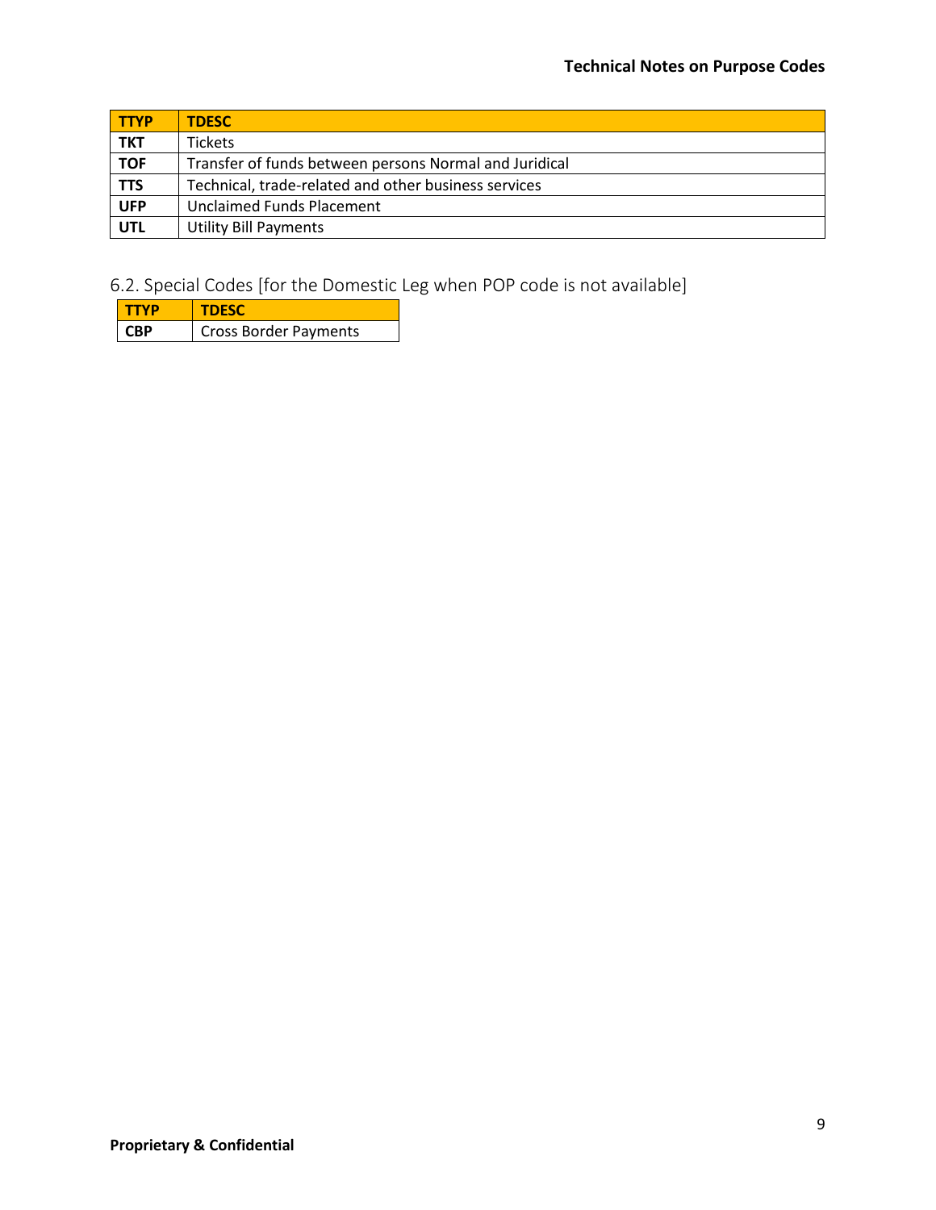| TTYP | TDESC |
|---|---|
| **TKT** | Tickets |
| **TOF** | Transfer of funds between persons Normal and Juridical |
| **TTS** | Technical, trade-related and other business services |
| **UFP** | Unclaimed Funds Placement |
| **UTL** | Utility Bill Payments |

## 6.2. Special Codes [for the Domestic Leg when POP code is not available]

| TTYP | TDESC |
|---|---|
| **CBP** | Cross Border Payments |

**Proprietary & Confidential**